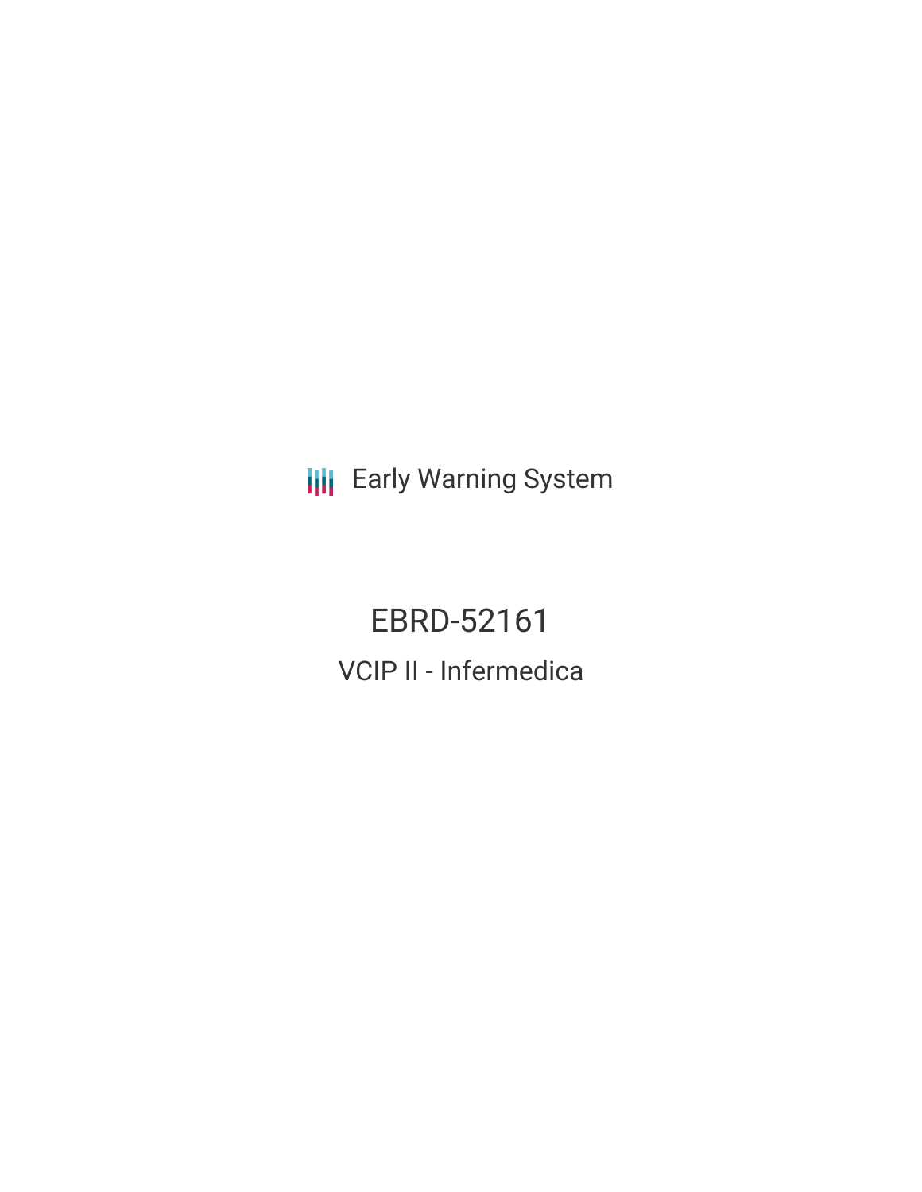Early Warning System

# EBRD-52161

## VCIP II - Infermedica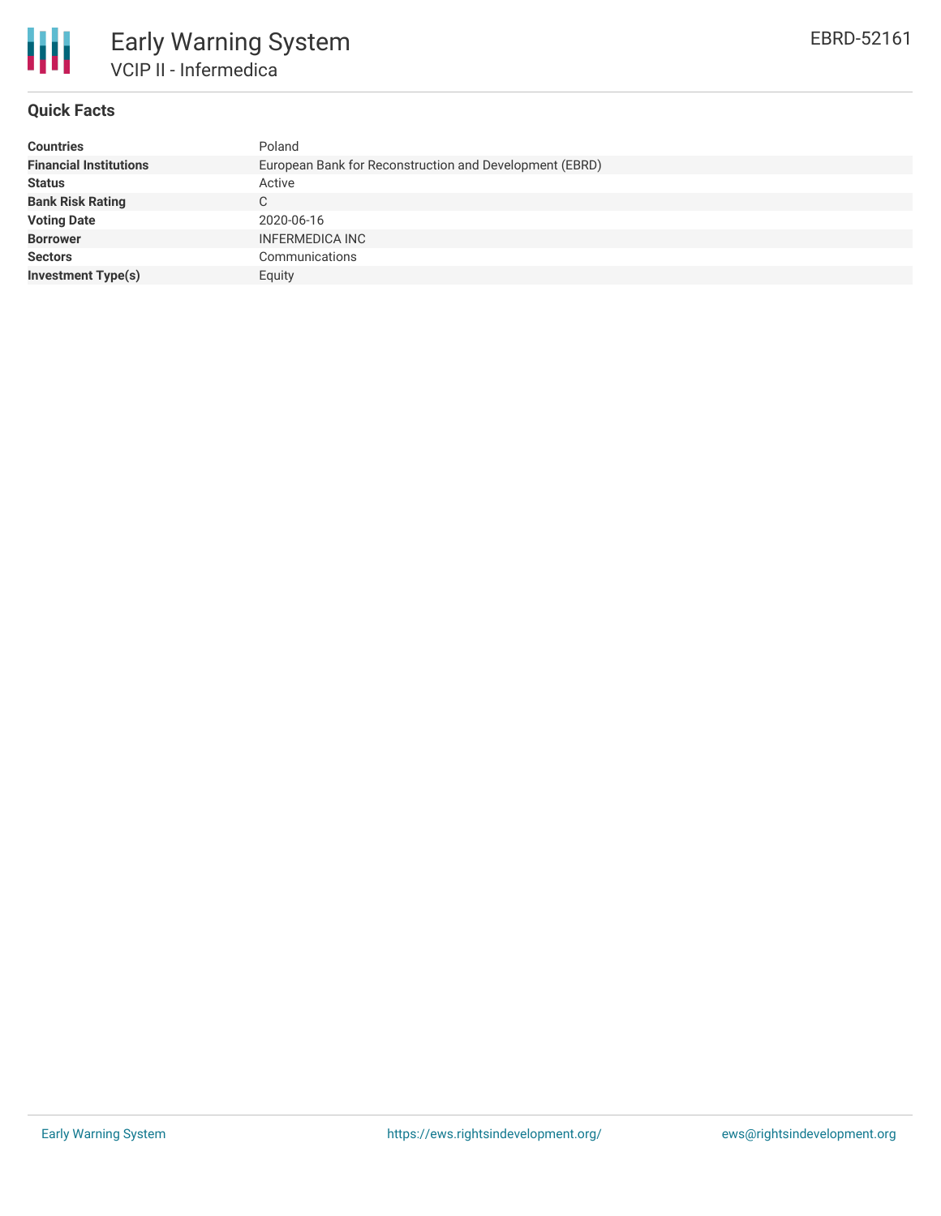# Early Warning System

## VCIP II - Infermedica

EBRD-52161

### Quick Facts

| | |
|---|---|
| **Countries** | Poland |
| **Financial Institutions** | European Bank for Reconstruction and Development (EBRD) |
| **Status** | Active |
| **Bank Risk Rating** | C |
| **Voting Date** | 2020-06-16 |
| **Borrower** | INFERMEDICA INC |
| **Sectors** | Communications |
| **Investment Type(s)** | Equity |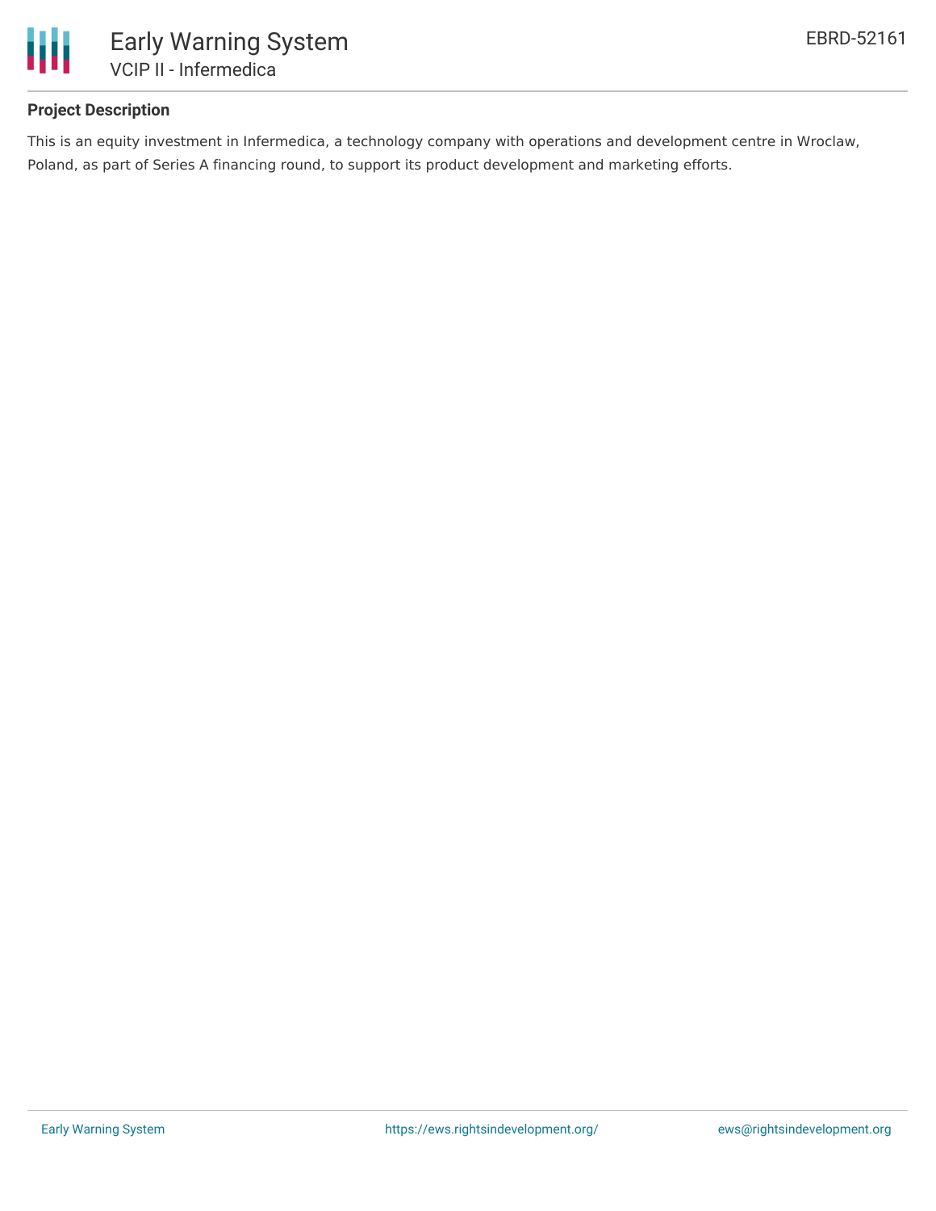## Project Description

This is an equity investment in Infermedica, a technology company with operations and development centre in Wroclaw, Poland, as part of Series A financing round, to support its product development and marketing efforts.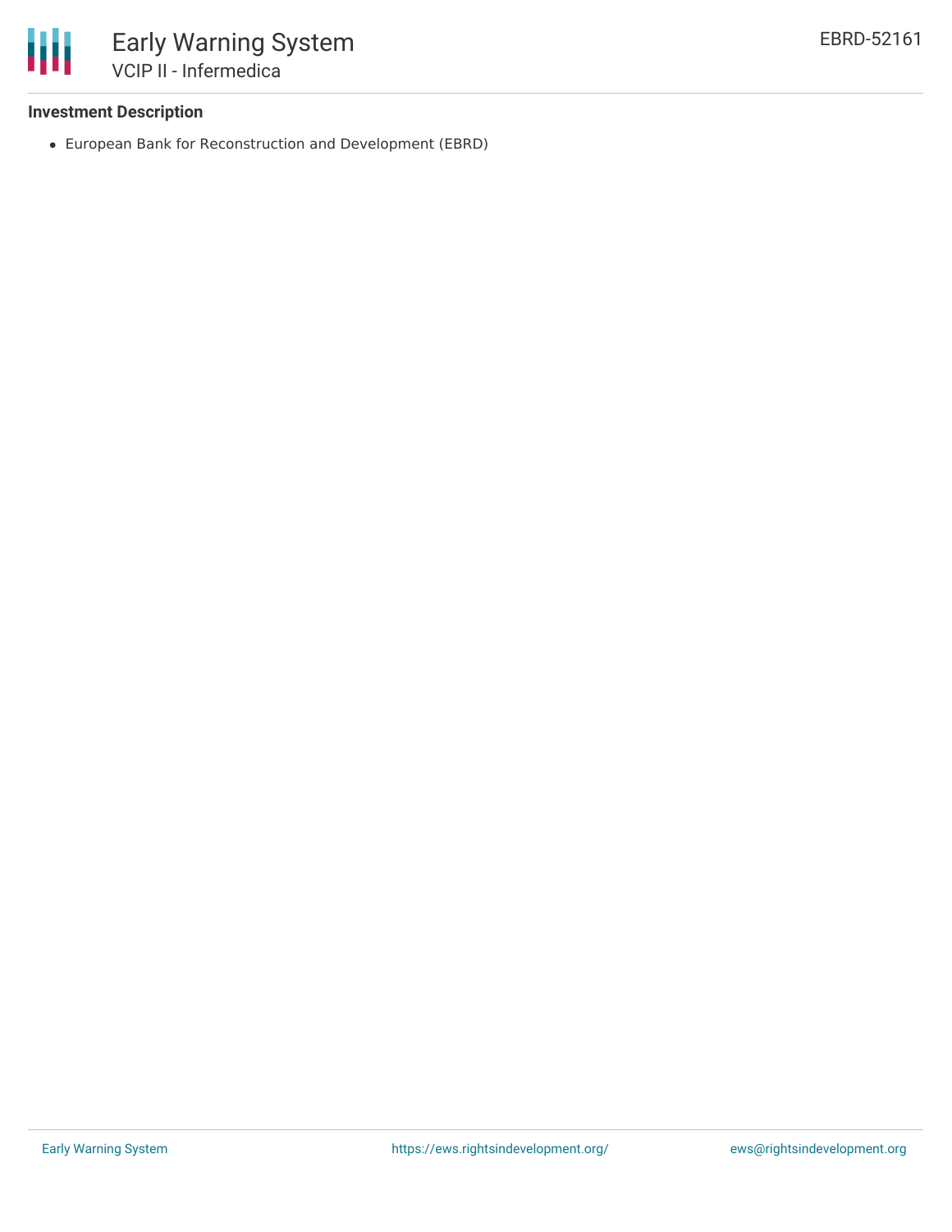**Investment Description**

- European Bank for Reconstruction and Development (EBRD)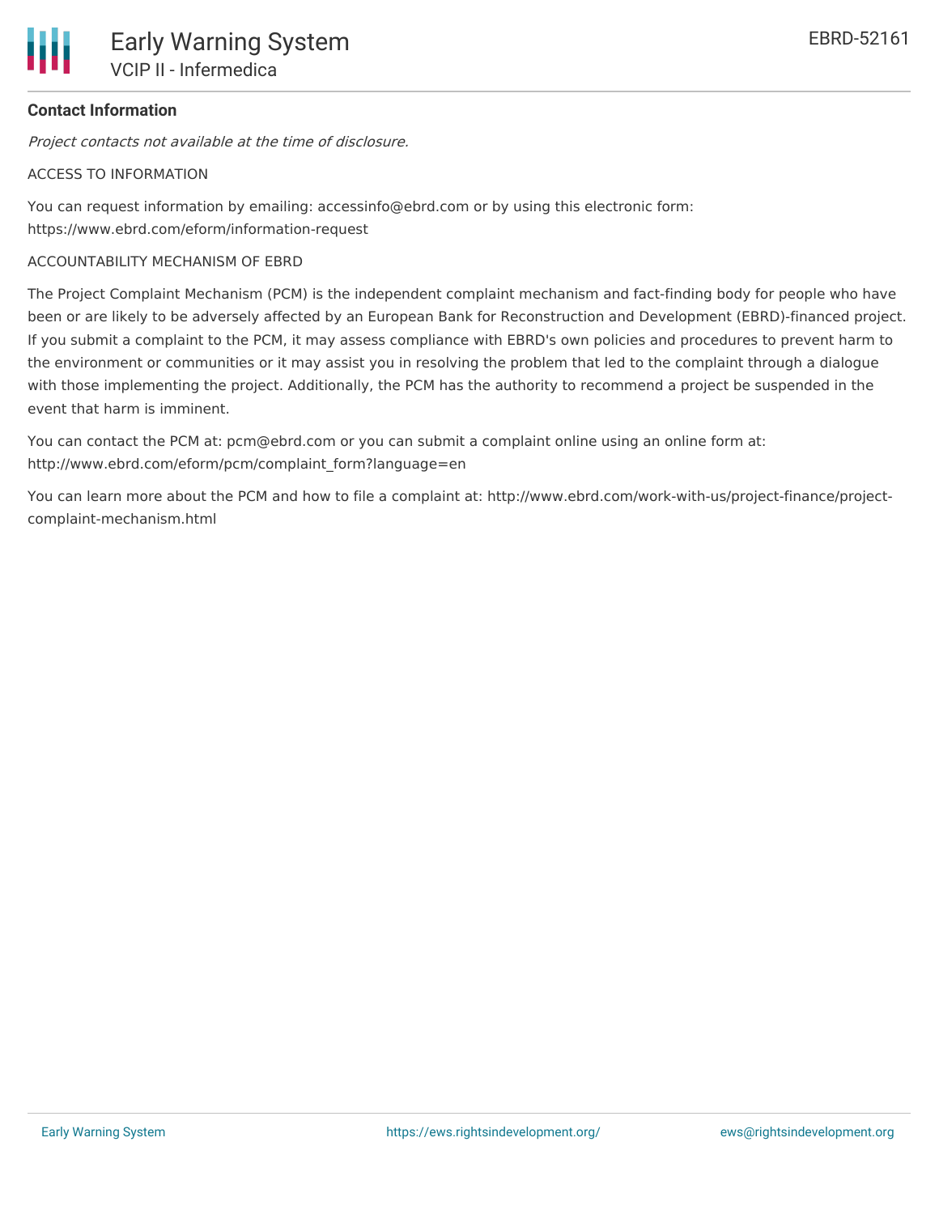**Contact Information**

*Project contacts not available at the time of disclosure.*

ACCESS TO INFORMATION

You can request information by emailing: accessinfo@ebrd.com or by using this electronic form: https://www.ebrd.com/eform/information-request

ACCOUNTABILITY MECHANISM OF EBRD

The Project Complaint Mechanism (PCM) is the independent complaint mechanism and fact-finding body for people who have been or are likely to be adversely affected by an European Bank for Reconstruction and Development (EBRD)-financed project. If you submit a complaint to the PCM, it may assess compliance with EBRD's own policies and procedures to prevent harm to the environment or communities or it may assist you in resolving the problem that led to the complaint through a dialogue with those implementing the project. Additionally, the PCM has the authority to recommend a project be suspended in the event that harm is imminent.

You can contact the PCM at: pcm@ebrd.com or you can submit a complaint online using an online form at: http://www.ebrd.com/eform/pcm/complaint_form?language=en

You can learn more about the PCM and how to file a complaint at: http://www.ebrd.com/work-with-us/project-finance/project-complaint-mechanism.html